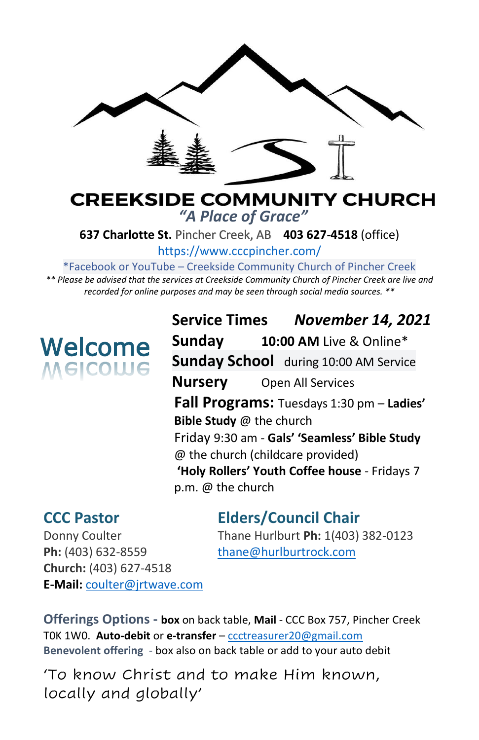# CREEKSIDE COMMUNITY CHURCH

*"A Place of Grace"*

**637 Charlotte St.** Pincher Creek, AB **403 627-4518** (office)

https://www.cccpincher.com/

*Facebook or YouTube – Creekside Community Church of Pincher Creek

*** Please be advised that the services at Creekside Community Church of Pincher Creek are live and recorded for online purposes and may be seen through social media sources. ***

## Welcome

**Service Times** ***November 14, 2021***

**Sunday** **10:00 AM** Live & Online*

**Sunday School** during 10:00 AM Service

**Nursery** Open All Services

**Fall Programs:** Tuesdays 1:30 pm – **Ladies' Bible Study** @ the church

Friday 9:30 am - **Gals' 'Seamless' Bible Study** @ the church (childcare provided)

**'Holy Rollers' Youth Coffee house** - Fridays 7 p.m. @ the church

## CCC Pastor

Donny Coulter
**Ph:** (403) 632-8559
**Church:** (403) 627-4518
**E-Mail:** coulter@jrtwave.com

## Elders/Council Chair

Thane Hurlburt **Ph:** 1(403) 382-0123
thane@hurlburtrock.com

**Offerings Options - box** on back table, **Mail** - CCC Box 757, Pincher Creek T0K 1W0. **Auto-debit** or **e-transfer** – ccctreasurer20@gmail.com
**Benevolent offering** - box also on back table or add to your auto debit

'To know Christ and to make Him known, locally and globally'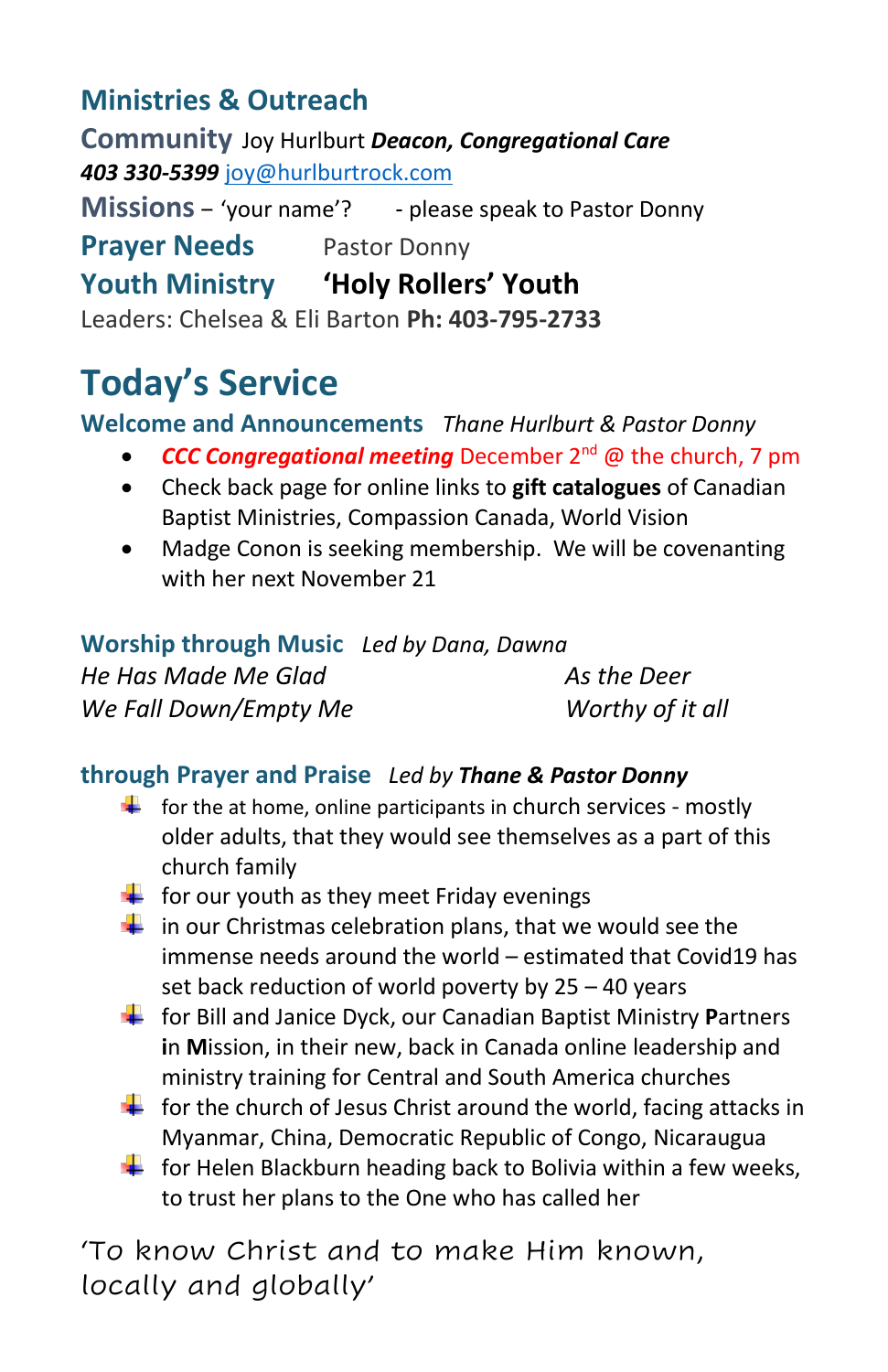## Ministries & Outreach

**Community** Joy Hurlburt ***Deacon, Congregational Care***
***403 330-5399*** joy@hurlburtrock.com

**Missions** – 'your name'? - please speak to Pastor Donny

**Prayer Needs** Pastor Donny

**Youth Ministry** **'Holy Rollers' Youth**
Leaders: Chelsea & Eli Barton **Ph: 403-795-2733**

# Today's Service

**Welcome and Announcements** *Thane Hurlburt & Pastor Donny*

- ***CCC Congregational meeting*** December 2nd @ the church, 7 pm
- Check back page for online links to **gift catalogues** of Canadian Baptist Ministries, Compassion Canada, World Vision
- Madge Conon is seeking membership. We will be covenanting with her next November 21

**Worship through Music** *Led by Dana, Dawna*

*He Has Made Me Glad*
*We Fall Down/Empty Me*
*As the Deer*
*Worthy of it all*

**through Prayer and Praise** *Led by **Thane & Pastor Donny***

- for the at home, online participants in church services - mostly older adults, that they would see themselves as a part of this church family
- for our youth as they meet Friday evenings
- in our Christmas celebration plans, that we would see the immense needs around the world – estimated that Covid19 has set back reduction of world poverty by 25 – 40 years
- for Bill and Janice Dyck, our Canadian Baptist Ministry **P**artners **i**n **M**ission, in their new, back in Canada online leadership and ministry training for Central and South America churches
- for the church of Jesus Christ around the world, facing attacks in Myanmar, China, Democratic Republic of Congo, Nicaraugua
- for Helen Blackburn heading back to Bolivia within a few weeks, to trust her plans to the One who has called her

'To know Christ and to make Him known, locally and globally'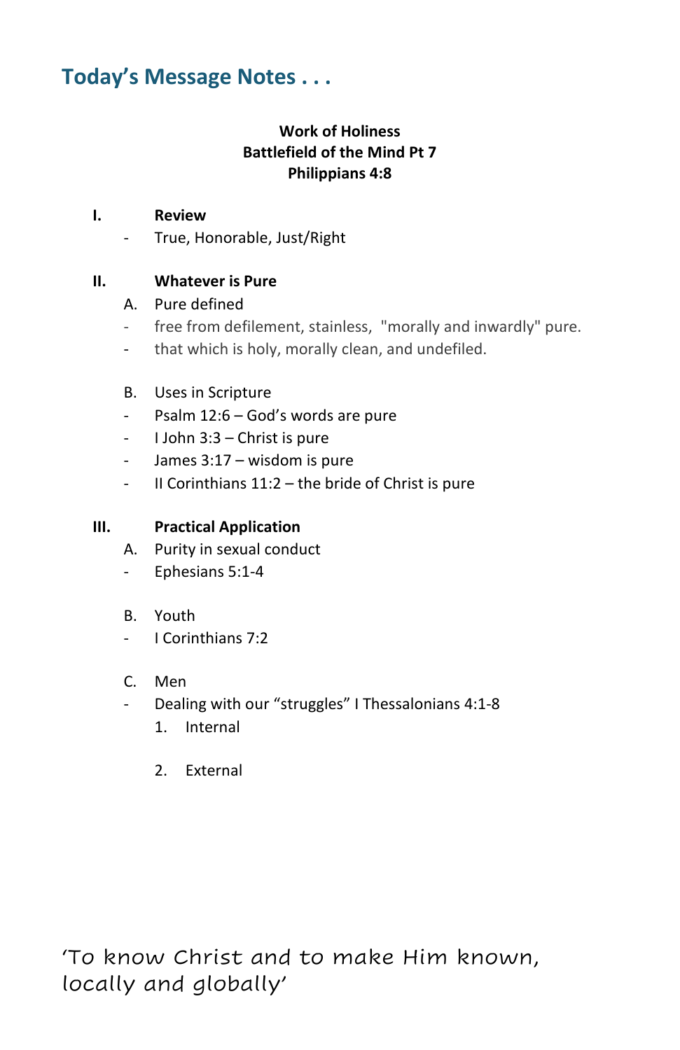## Today's Message Notes . . .

**Work of Holiness**
**Battlefield of the Mind Pt 7**
**Philippians 4:8**

**I. Review**

- True, Honorable, Just/Right

**II. Whatever is Pure**

A. Pure defined

- free from defilement, stainless, "morally and inwardly" pure.
- that which is holy, morally clean, and undefiled.

B. Uses in Scripture

- Psalm 12:6 – God's words are pure
- I John 3:3 – Christ is pure
- James 3:17 – wisdom is pure
- II Corinthians 11:2 – the bride of Christ is pure

**III. Practical Application**

A. Purity in sexual conduct

- Ephesians 5:1-4

B. Youth

- I Corinthians 7:2

C. Men

- Dealing with our "struggles" I Thessalonians 4:1-8
  1. Internal
  2. External

'To know Christ and to make Him known, locally and globally'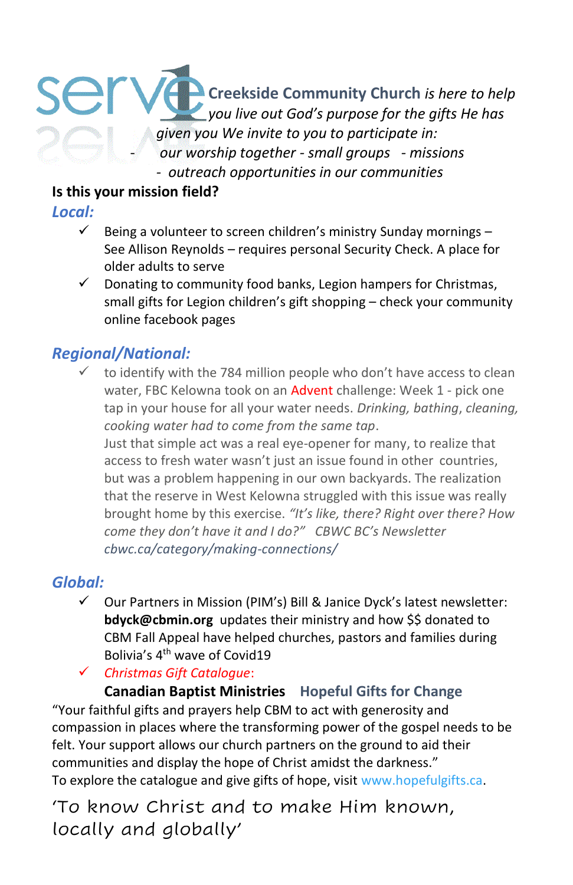serve

**Creekside Community Church** *is here to help you live out God's purpose for the gifts He has given you We invite to you to participate in:*

- *our worship together - small groups - missions*
- *outreach opportunities in our communities*

**Is this your mission field?**

### *Local:*

- ✓ Being a volunteer to screen children's ministry Sunday mornings – See Allison Reynolds – requires personal Security Check. A place for older adults to serve
- ✓ Donating to community food banks, Legion hampers for Christmas, small gifts for Legion children's gift shopping – check your community online facebook pages

### *Regional/National:*

- ✓ to identify with the 784 million people who don't have access to clean water, FBC Kelowna took on an Advent challenge: Week 1 - pick one tap in your house for all your water needs. *Drinking, bathing, cleaning, cooking water had to come from the same tap*.
  Just that simple act was a real eye-opener for many, to realize that access to fresh water wasn't just an issue found in other countries, but was a problem happening in our own backyards. The realization that the reserve in West Kelowna struggled with this issue was really brought home by this exercise. *"It's like, there? Right over there? How come they don't have it and I do?" CBWC BC's Newsletter cbwc.ca/category/making-connections/*

### *Global:*

- ✓ Our Partners in Mission (PIM's) Bill & Janice Dyck's latest newsletter: **bdyck@cbmin.org** updates their ministry and how $$ donated to CBM Fall Appeal have helped churches, pastors and families during Bolivia's 4th wave of Covid19
- ✓ *Christmas Gift Catalogue*:

**Canadian Baptist Ministries** **Hopeful Gifts for Change**

"Your faithful gifts and prayers help CBM to act with generosity and compassion in places where the transforming power of the gospel needs to be felt. Your support allows our church partners on the ground to aid their communities and display the hope of Christ amidst the darkness."

To explore the catalogue and give gifts of hope, visit www.hopefulgifts.ca.

'To know Christ and to make Him known, locally and globally'